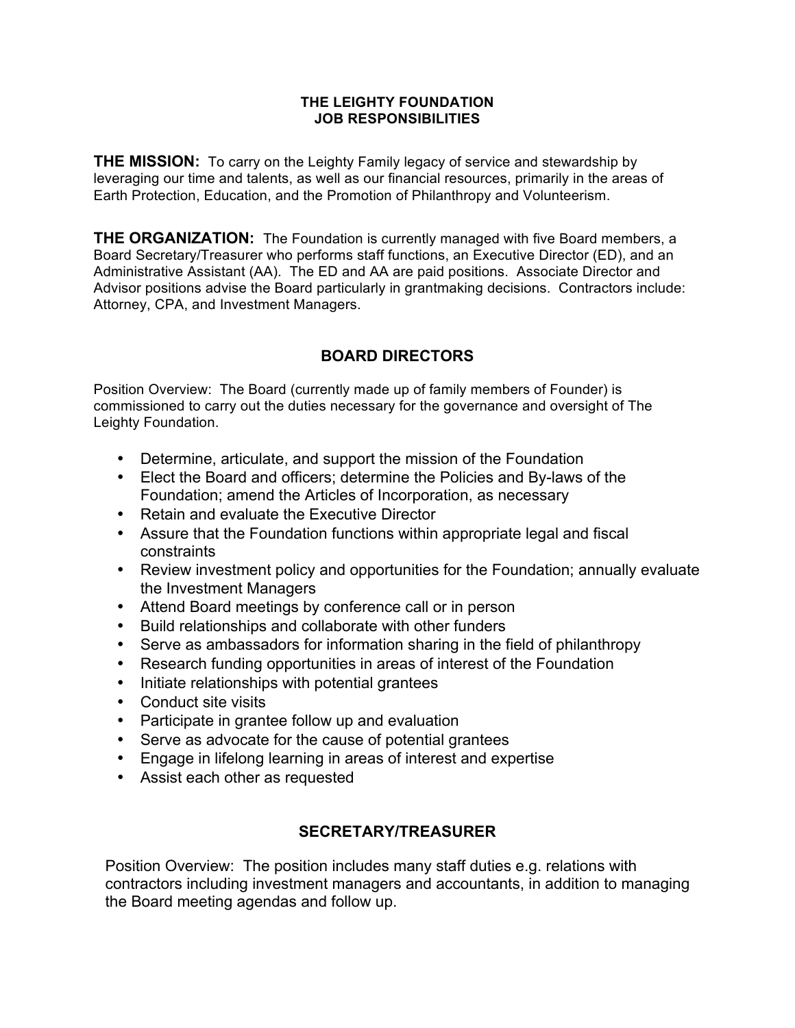# THE LEIGHTY FOUNDATION
## JOB RESPONSIBILITIES

**THE MISSION:** To carry on the Leighty Family legacy of service and stewardship by leveraging our time and talents, as well as our financial resources, primarily in the areas of Earth Protection, Education, and the Promotion of Philanthropy and Volunteerism.

**THE ORGANIZATION:** The Foundation is currently managed with five Board members, a Board Secretary/Treasurer who performs staff functions, an Executive Director (ED), and an Administrative Assistant (AA). The ED and AA are paid positions. Associate Director and Advisor positions advise the Board particularly in grantmaking decisions. Contractors include: Attorney, CPA, and Investment Managers.

## BOARD DIRECTORS

Position Overview: The Board (currently made up of family members of Founder) is commissioned to carry out the duties necessary for the governance and oversight of The Leighty Foundation.

- Determine, articulate, and support the mission of the Foundation
- Elect the Board and officers; determine the Policies and By-laws of the Foundation; amend the Articles of Incorporation, as necessary
- Retain and evaluate the Executive Director
- Assure that the Foundation functions within appropriate legal and fiscal constraints
- Review investment policy and opportunities for the Foundation; annually evaluate the Investment Managers
- Attend Board meetings by conference call or in person
- Build relationships and collaborate with other funders
- Serve as ambassadors for information sharing in the field of philanthropy
- Research funding opportunities in areas of interest of the Foundation
- Initiate relationships with potential grantees
- Conduct site visits
- Participate in grantee follow up and evaluation
- Serve as advocate for the cause of potential grantees
- Engage in lifelong learning in areas of interest and expertise
- Assist each other as requested

## SECRETARY/TREASURER

Position Overview: The position includes many staff duties e.g. relations with contractors including investment managers and accountants, in addition to managing the Board meeting agendas and follow up.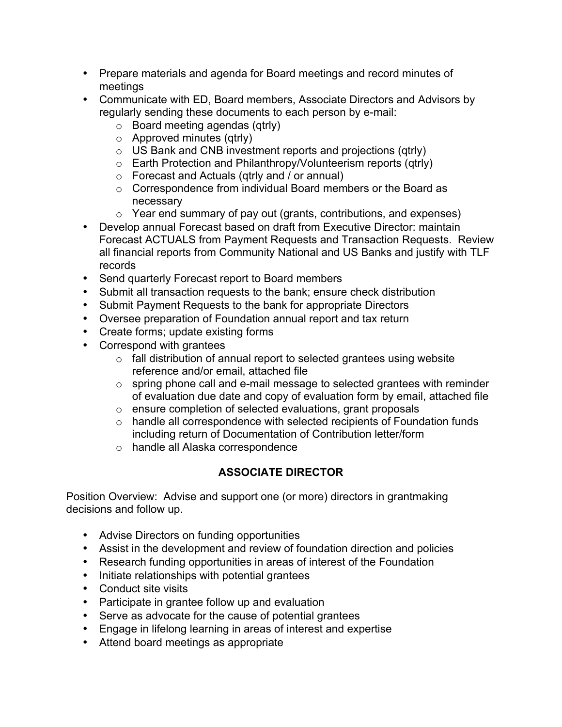- Prepare materials and agenda for Board meetings and record minutes of meetings
- Communicate with ED, Board members, Associate Directors and Advisors by regularly sending these documents to each person by e-mail:
  - Board meeting agendas (qtrly)
  - Approved minutes (qtrly)
  - US Bank and CNB investment reports and projections (qtrly)
  - Earth Protection and Philanthropy/Volunteerism reports (qtrly)
  - Forecast and Actuals (qtrly and / or annual)
  - Correspondence from individual Board members or the Board as necessary
  - Year end summary of pay out (grants, contributions, and expenses)
- Develop annual Forecast based on draft from Executive Director: maintain Forecast ACTUALS from Payment Requests and Transaction Requests. Review all financial reports from Community National and US Banks and justify with TLF records
- Send quarterly Forecast report to Board members
- Submit all transaction requests to the bank; ensure check distribution
- Submit Payment Requests to the bank for appropriate Directors
- Oversee preparation of Foundation annual report and tax return
- Create forms; update existing forms
- Correspond with grantees
  - fall distribution of annual report to selected grantees using website reference and/or email, attached file
  - spring phone call and e-mail message to selected grantees with reminder of evaluation due date and copy of evaluation form by email, attached file
  - ensure completion of selected evaluations, grant proposals
  - handle all correspondence with selected recipients of Foundation funds including return of Documentation of Contribution letter/form
  - handle all Alaska correspondence

## ASSOCIATE DIRECTOR

Position Overview: Advise and support one (or more) directors in grantmaking decisions and follow up.

- Advise Directors on funding opportunities
- Assist in the development and review of foundation direction and policies
- Research funding opportunities in areas of interest of the Foundation
- Initiate relationships with potential grantees
- Conduct site visits
- Participate in grantee follow up and evaluation
- Serve as advocate for the cause of potential grantees
- Engage in lifelong learning in areas of interest and expertise
- Attend board meetings as appropriate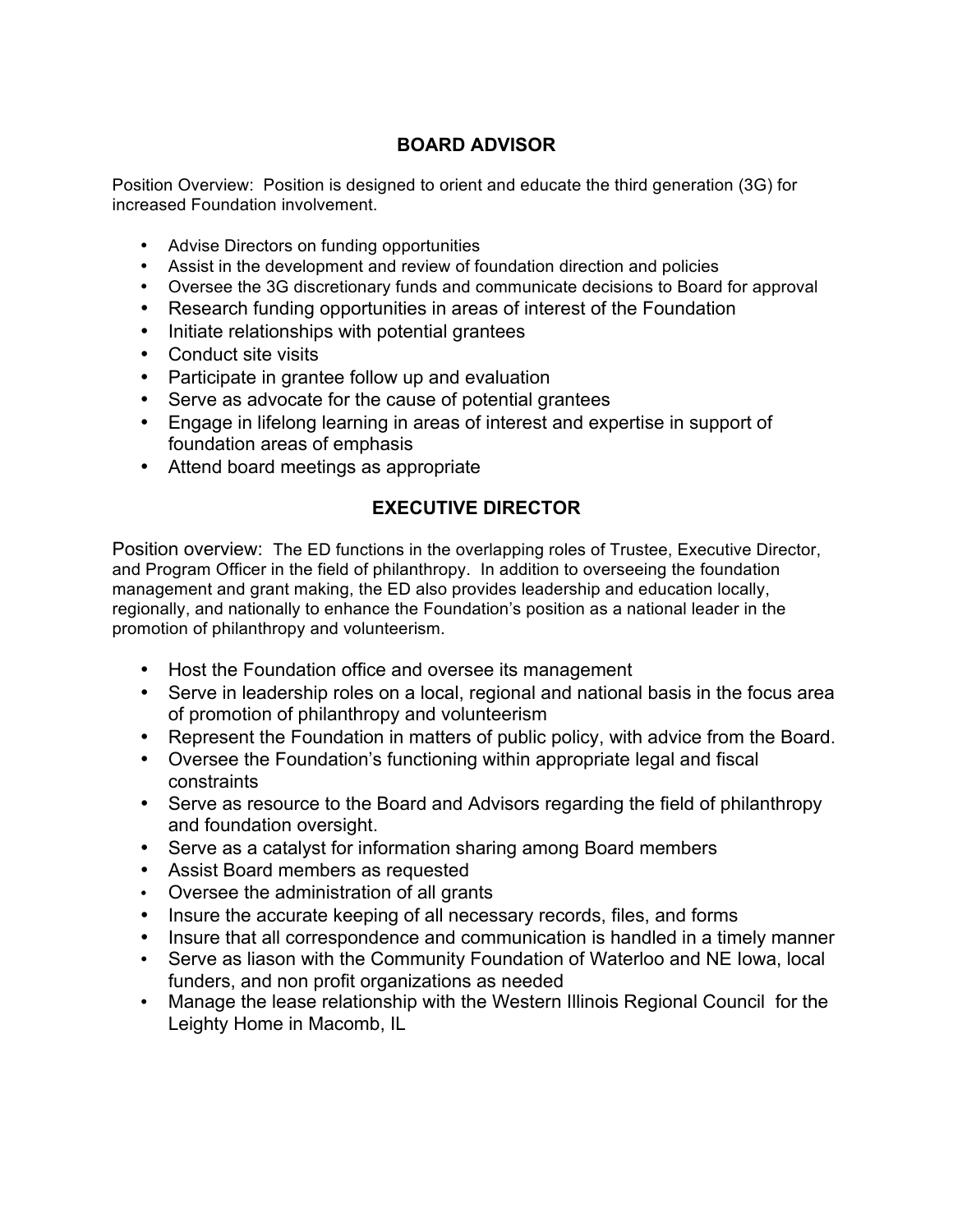## BOARD ADVISOR

Position Overview: Position is designed to orient and educate the third generation (3G) for increased Foundation involvement.

- Advise Directors on funding opportunities
- Assist in the development and review of foundation direction and policies
- Oversee the 3G discretionary funds and communicate decisions to Board for approval
- Research funding opportunities in areas of interest of the Foundation
- Initiate relationships with potential grantees
- Conduct site visits
- Participate in grantee follow up and evaluation
- Serve as advocate for the cause of potential grantees
- Engage in lifelong learning in areas of interest and expertise in support of foundation areas of emphasis
- Attend board meetings as appropriate

## EXECUTIVE DIRECTOR

Position overview: The ED functions in the overlapping roles of Trustee, Executive Director, and Program Officer in the field of philanthropy. In addition to overseeing the foundation management and grant making, the ED also provides leadership and education locally, regionally, and nationally to enhance the Foundation's position as a national leader in the promotion of philanthropy and volunteerism.

- Host the Foundation office and oversee its management
- Serve in leadership roles on a local, regional and national basis in the focus area of promotion of philanthropy and volunteerism
- Represent the Foundation in matters of public policy, with advice from the Board.
- Oversee the Foundation's functioning within appropriate legal and fiscal constraints
- Serve as resource to the Board and Advisors regarding the field of philanthropy and foundation oversight.
- Serve as a catalyst for information sharing among Board members
- Assist Board members as requested
- Oversee the administration of all grants
- Insure the accurate keeping of all necessary records, files, and forms
- Insure that all correspondence and communication is handled in a timely manner
- Serve as liason with the Community Foundation of Waterloo and NE Iowa, local funders, and non profit organizations as needed
- Manage the lease relationship with the Western Illinois Regional Council for the Leighty Home in Macomb, IL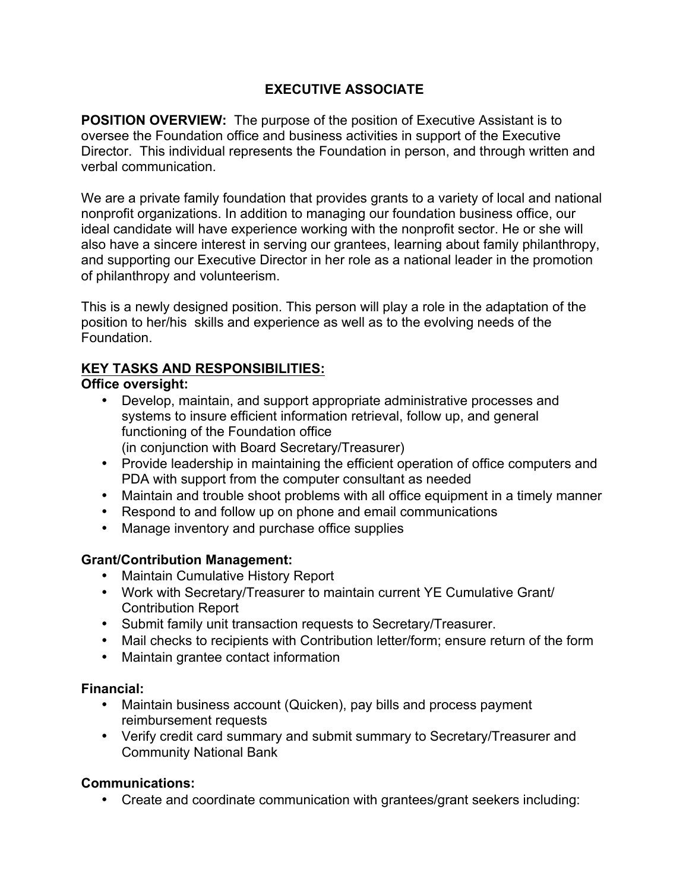# EXECUTIVE ASSOCIATE

**POSITION OVERVIEW:** The purpose of the position of Executive Assistant is to oversee the Foundation office and business activities in support of the Executive Director. This individual represents the Foundation in person, and through written and verbal communication.

We are a private family foundation that provides grants to a variety of local and national nonprofit organizations. In addition to managing our foundation business office, our ideal candidate will have experience working with the nonprofit sector. He or she will also have a sincere interest in serving our grantees, learning about family philanthropy, and supporting our Executive Director in her role as a national leader in the promotion of philanthropy and volunteerism.

This is a newly designed position. This person will play a role in the adaptation of the position to her/his skills and experience as well as to the evolving needs of the Foundation.

## KEY TASKS AND RESPONSIBILITIES:

**Office oversight:**

- Develop, maintain, and support appropriate administrative processes and systems to insure efficient information retrieval, follow up, and general functioning of the Foundation office (in conjunction with Board Secretary/Treasurer)
- Provide leadership in maintaining the efficient operation of office computers and PDA with support from the computer consultant as needed
- Maintain and trouble shoot problems with all office equipment in a timely manner
- Respond to and follow up on phone and email communications
- Manage inventory and purchase office supplies

**Grant/Contribution Management:**

- Maintain Cumulative History Report
- Work with Secretary/Treasurer to maintain current YE Cumulative Grant/ Contribution Report
- Submit family unit transaction requests to Secretary/Treasurer.
- Mail checks to recipients with Contribution letter/form; ensure return of the form
- Maintain grantee contact information

**Financial:**

- Maintain business account (Quicken), pay bills and process payment reimbursement requests
- Verify credit card summary and submit summary to Secretary/Treasurer and Community National Bank

**Communications:**

- Create and coordinate communication with grantees/grant seekers including: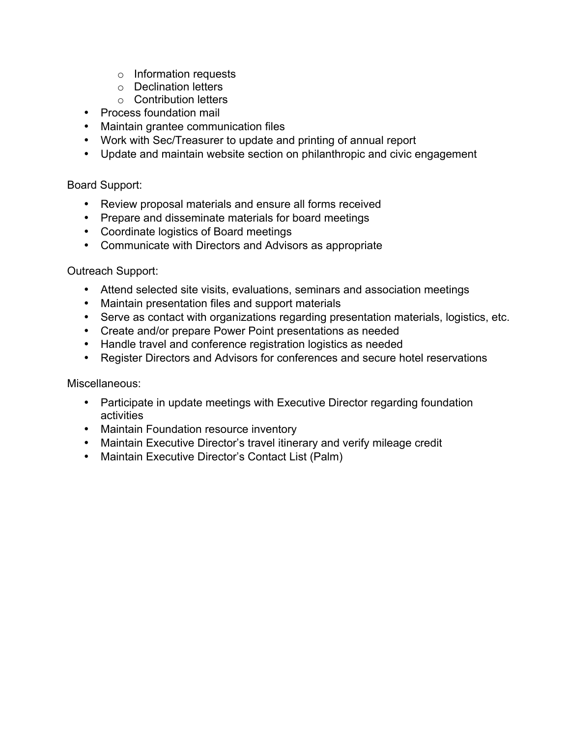- Information requests
  - Declination letters
  - Contribution letters
- Process foundation mail
- Maintain grantee communication files
- Work with Sec/Treasurer to update and printing of annual report
- Update and maintain website section on philanthropic and civic engagement

Board Support:

- Review proposal materials and ensure all forms received
- Prepare and disseminate materials for board meetings
- Coordinate logistics of Board meetings
- Communicate with Directors and Advisors as appropriate

Outreach Support:

- Attend selected site visits, evaluations, seminars and association meetings
- Maintain presentation files and support materials
- Serve as contact with organizations regarding presentation materials, logistics, etc.
- Create and/or prepare Power Point presentations as needed
- Handle travel and conference registration logistics as needed
- Register Directors and Advisors for conferences and secure hotel reservations

Miscellaneous:

- Participate in update meetings with Executive Director regarding foundation activities
- Maintain Foundation resource inventory
- Maintain Executive Director's travel itinerary and verify mileage credit
- Maintain Executive Director's Contact List (Palm)